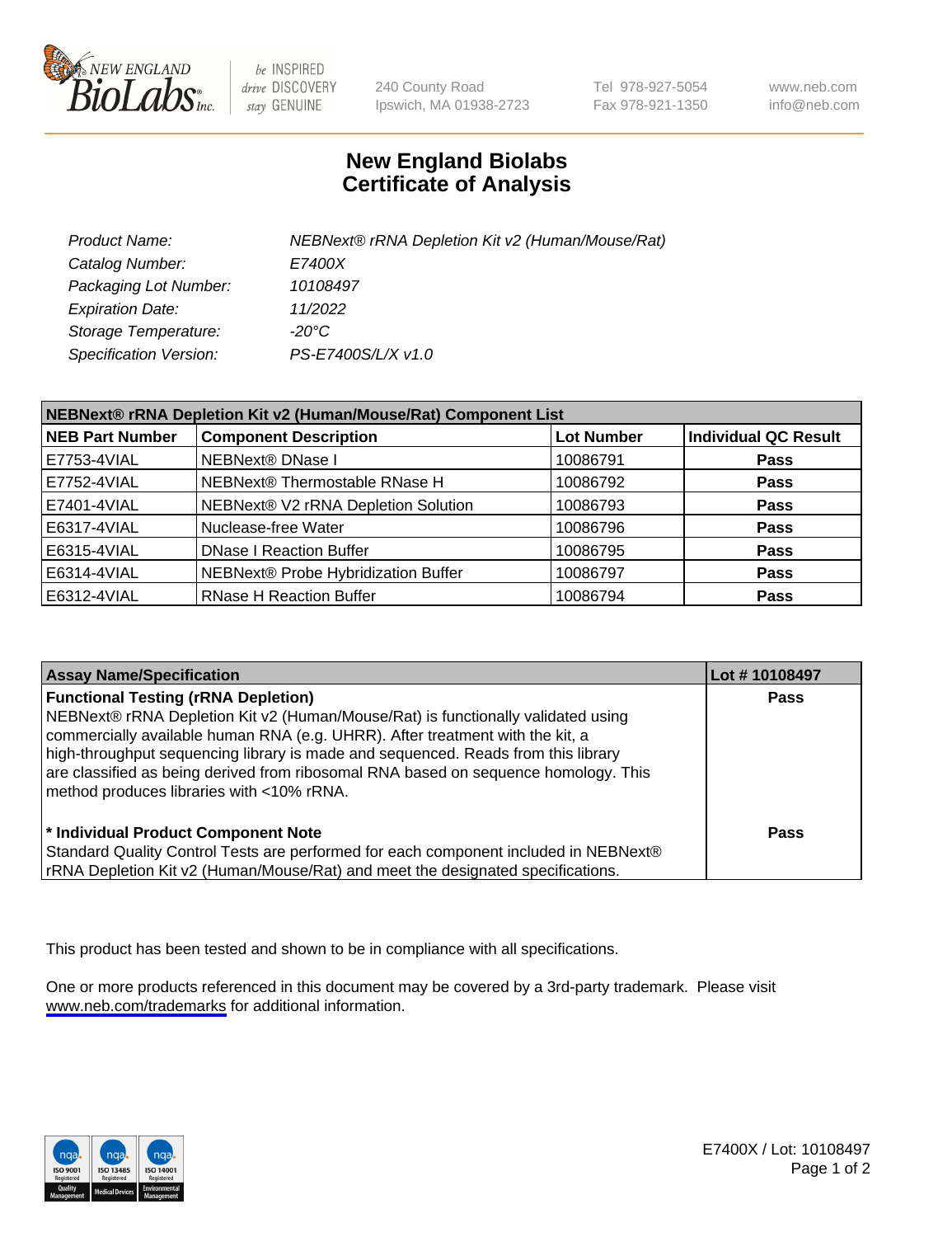# New England Biolabs
# Certificate of Analysis

| | |
|---|---|
| *Product Name:* | *NEBNext® rRNA Depletion Kit v2 (Human/Mouse/Rat)* |
| *Catalog Number:* | *E7400X* |
| *Packaging Lot Number:* | *10108497* |
| *Expiration Date:* | *11/2022* |
| *Storage Temperature:* | *-20°C* |
| *Specification Version:* | *PS-E7400S/L/X v1.0* |

| NEBNext® rRNA Depletion Kit v2 (Human/Mouse/Rat) Component List | | | |
|---|---|---|---|
| **NEB Part Number** | **Component Description** | **Lot Number** | **Individual QC Result** |
| E7753-4VIAL | NEBNext® DNase I | 10086791 | **Pass** |
| E7752-4VIAL | NEBNext® Thermostable RNase H | 10086792 | **Pass** |
| E7401-4VIAL | NEBNext® V2 rRNA Depletion Solution | 10086793 | **Pass** |
| E6317-4VIAL | Nuclease-free Water | 10086796 | **Pass** |
| E6315-4VIAL | DNase I Reaction Buffer | 10086795 | **Pass** |
| E6314-4VIAL | NEBNext® Probe Hybridization Buffer | 10086797 | **Pass** |
| E6312-4VIAL | RNase H Reaction Buffer | 10086794 | **Pass** |

| Assay Name/Specification | Lot # 10108497 |
|---|---|
| **Functional Testing (rRNA Depletion)** NEBNext® rRNA Depletion Kit v2 (Human/Mouse/Rat) is functionally validated using commercially available human RNA (e.g. UHRR). After treatment with the kit, a high-throughput sequencing library is made and sequenced. Reads from this library are classified as being derived from ribosomal RNA based on sequence homology. This method produces libraries with <10% rRNA. | **Pass** |
| **\* Individual Product Component Note** Standard Quality Control Tests are performed for each component included in NEBNext® rRNA Depletion Kit v2 (Human/Mouse/Rat) and meet the designated specifications. | **Pass** |

This product has been tested and shown to be in compliance with all specifications.

One or more products referenced in this document may be covered by a 3rd-party trademark. Please visit www.neb.com/trademarks for additional information.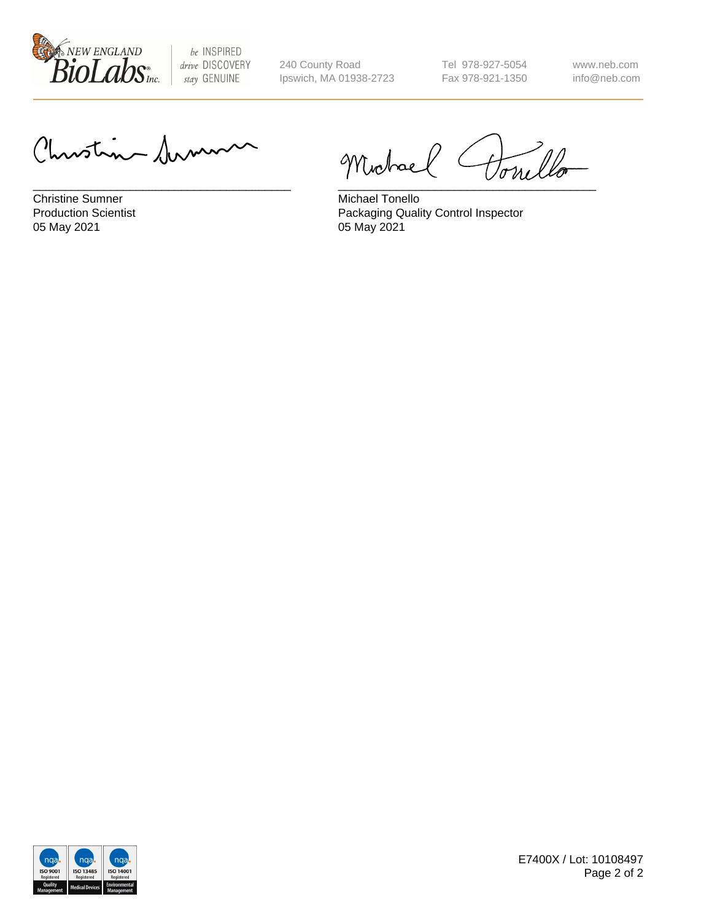New England BioLabs Inc. — be INSPIRED drive DISCOVERY stay GENUINE

240 County Road
Ipswich, MA 01938-2723

Tel 978-927-5054
Fax 978-921-1350

www.neb.com
info@neb.com

Christine Sumner
Production Scientist
05 May 2021

Michael Tonello
Packaging Quality Control Inspector
05 May 2021

E7400X / Lot: 10108497